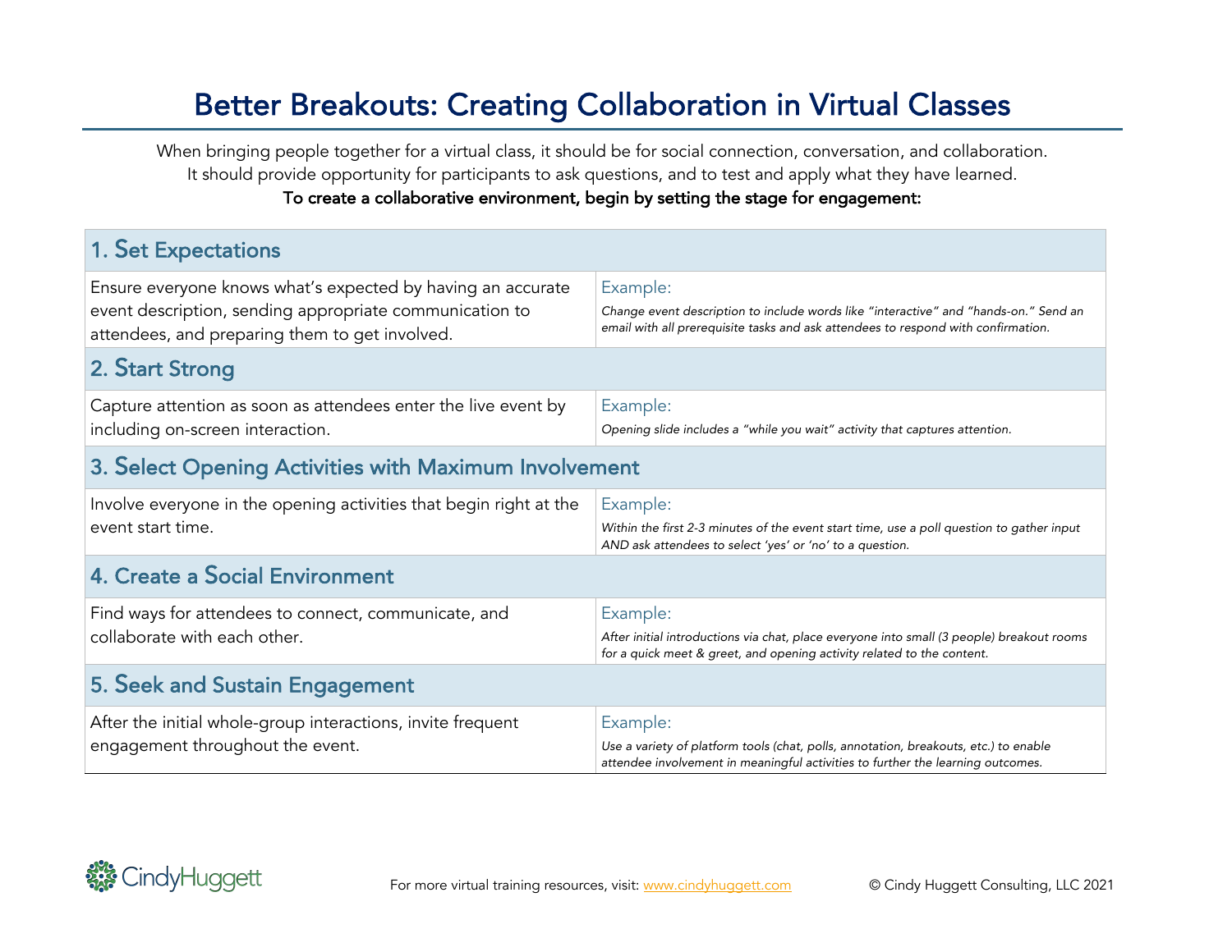# Better Breakouts: Creating Collaboration in Virtual Classes

When bringing people together for a virtual class, it should be for social connection, conversation, and collaboration. It should provide opportunity for participants to ask questions, and to test and apply what they have learned.

**To create a collaborative environment, begin by setting the stage for engagement:**

## 1. Set Expectations

| | |
|---|---|
| Ensure everyone knows what's expected by having an accurate event description, sending appropriate communication to attendees, and preparing them to get involved. | Example: *Change event description to include words like "interactive" and "hands-on." Send an email with all prerequisite tasks and ask attendees to respond with confirmation.* |

## 2. Start Strong

| | |
|---|---|
| Capture attention as soon as attendees enter the live event by including on-screen interaction. | Example: *Opening slide includes a "while you wait" activity that captures attention.* |

## 3. Select Opening Activities with Maximum Involvement

| | |
|---|---|
| Involve everyone in the opening activities that begin right at the event start time. | Example: *Within the first 2-3 minutes of the event start time, use a poll question to gather input AND ask attendees to select 'yes' or 'no' to a question.* |

## 4. Create a Social Environment

| | |
|---|---|
| Find ways for attendees to connect, communicate, and collaborate with each other. | Example: *After initial introductions via chat, place everyone into small (3 people) breakout rooms for a quick meet & greet, and opening activity related to the content.* |

## 5. Seek and Sustain Engagement

| | |
|---|---|
| After the initial whole-group interactions, invite frequent engagement throughout the event. | Example: *Use a variety of platform tools (chat, polls, annotation, breakouts, etc.) to enable attendee involvement in meaningful activities to further the learning outcomes.* |

CindyHuggett

For more virtual training resources, visit: www.cindyhuggett.com

© Cindy Huggett Consulting, LLC 2021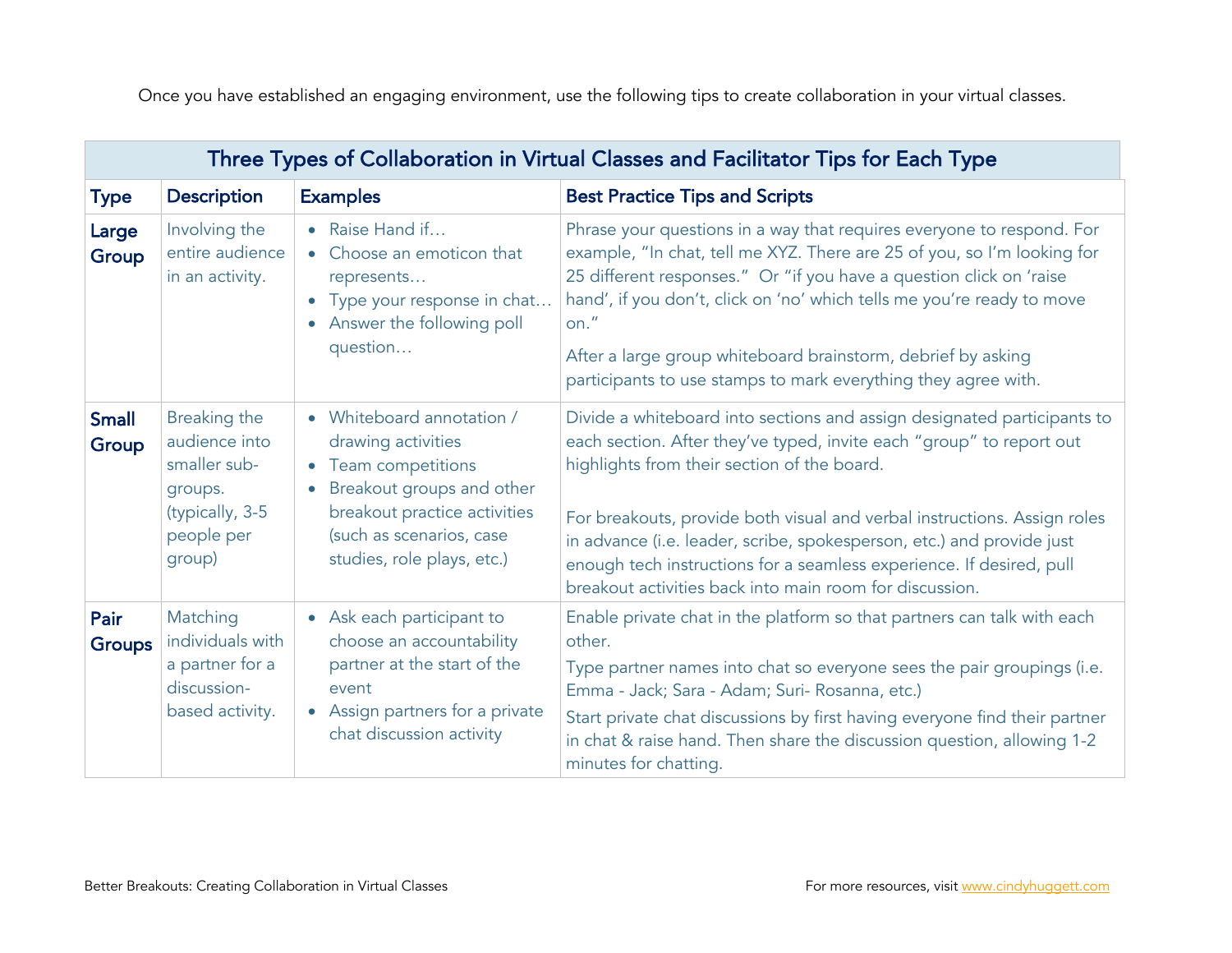Once you have established an engaging environment, use the following tips to create collaboration in your virtual classes.

| Three Types of Collaboration in Virtual Classes and Facilitator Tips for Each Type | | | |
|---|---|---|---|
| **Type** | **Description** | **Examples** | **Best Practice Tips and Scripts** |
| **Large Group** | Involving the entire audience in an activity. | • Raise Hand if…<br>• Choose an emoticon that represents…<br>• Type your response in chat…<br>• Answer the following poll question… | Phrase your questions in a way that requires everyone to respond. For example, "In chat, tell me XYZ. There are 25 of you, so I'm looking for 25 different responses." Or "if you have a question click on 'raise hand', if you don't, click on 'no' which tells me you're ready to move on."<br>After a large group whiteboard brainstorm, debrief by asking participants to use stamps to mark everything they agree with. |
| **Small Group** | Breaking the audience into smaller sub-groups. (typically, 3-5 people per group) | • Whiteboard annotation / drawing activities<br>• Team competitions<br>• Breakout groups and other breakout practice activities (such as scenarios, case studies, role plays, etc.) | Divide a whiteboard into sections and assign designated participants to each section. After they've typed, invite each "group" to report out highlights from their section of the board.<br><br>For breakouts, provide both visual and verbal instructions. Assign roles in advance (i.e. leader, scribe, spokesperson, etc.) and provide just enough tech instructions for a seamless experience. If desired, pull breakout activities back into main room for discussion. |
| **Pair Groups** | Matching individuals with a partner for a discussion-based activity. | • Ask each participant to choose an accountability partner at the start of the event<br>• Assign partners for a private chat discussion activity | Enable private chat in the platform so that partners can talk with each other.<br>Type partner names into chat so everyone sees the pair groupings (i.e. Emma - Jack; Sara - Adam; Suri- Rosanna, etc.)<br>Start private chat discussions by first having everyone find their partner in chat & raise hand. Then share the discussion question, allowing 1-2 minutes for chatting. |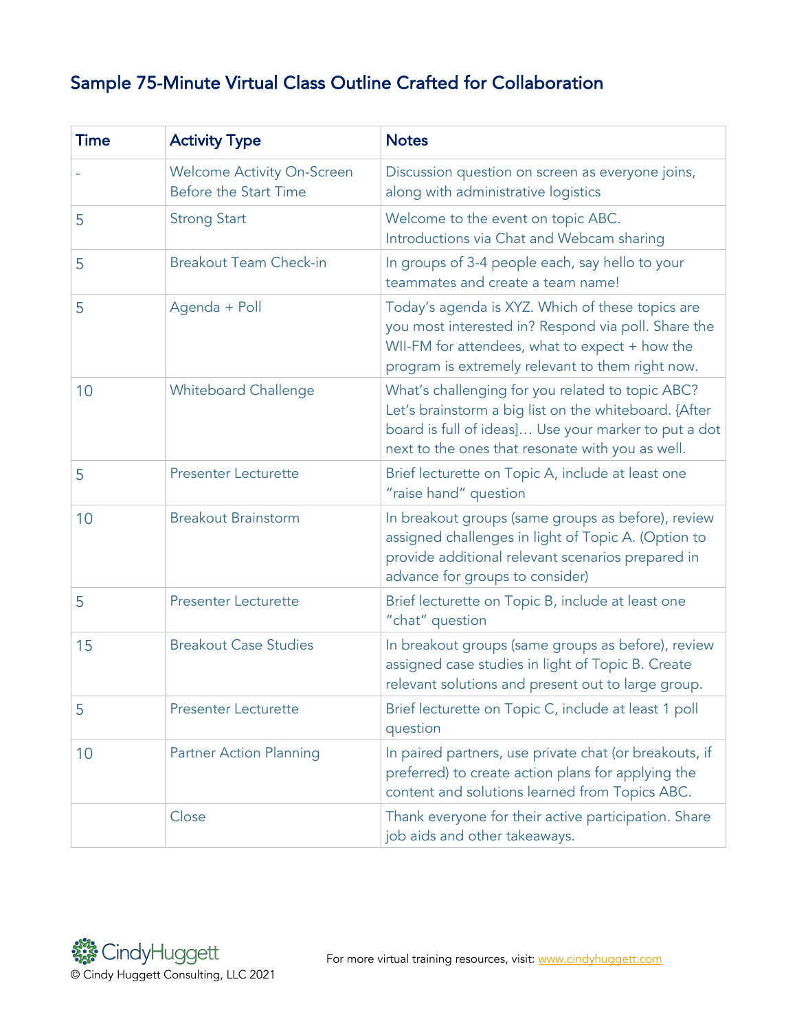## Sample 75-Minute Virtual Class Outline Crafted for Collaboration

| Time | Activity Type | Notes |
|---|---|---|
| - | Welcome Activity On-Screen Before the Start Time | Discussion question on screen as everyone joins, along with administrative logistics |
| 5 | Strong Start | Welcome to the event on topic ABC. Introductions via Chat and Webcam sharing |
| 5 | Breakout Team Check-in | In groups of 3-4 people each, say hello to your teammates and create a team name! |
| 5 | Agenda + Poll | Today's agenda is XYZ. Which of these topics are you most interested in? Respond via poll. Share the WII-FM for attendees, what to expect + how the program is extremely relevant to them right now. |
| 10 | Whiteboard Challenge | What's challenging for you related to topic ABC? Let's brainstorm a big list on the whiteboard. {After board is full of ideas]… Use your marker to put a dot next to the ones that resonate with you as well. |
| 5 | Presenter Lecturette | Brief lecturette on Topic A, include at least one "raise hand" question |
| 10 | Breakout Brainstorm | In breakout groups (same groups as before), review assigned challenges in light of Topic A. (Option to provide additional relevant scenarios prepared in advance for groups to consider) |
| 5 | Presenter Lecturette | Brief lecturette on Topic B, include at least one "chat" question |
| 15 | Breakout Case Studies | In breakout groups (same groups as before), review assigned case studies in light of Topic B. Create relevant solutions and present out to large group. |
| 5 | Presenter Lecturette | Brief lecturette on Topic C, include at least 1 poll question |
| 10 | Partner Action Planning | In paired partners, use private chat (or breakouts, if preferred) to create action plans for applying the content and solutions learned from Topics ABC. |
| | Close | Thank everyone for their active participation. Share job aids and other takeaways. |

CindyHuggett

© Cindy Huggett Consulting, LLC 2021

For more virtual training resources, visit: www.cindyhuggett.com